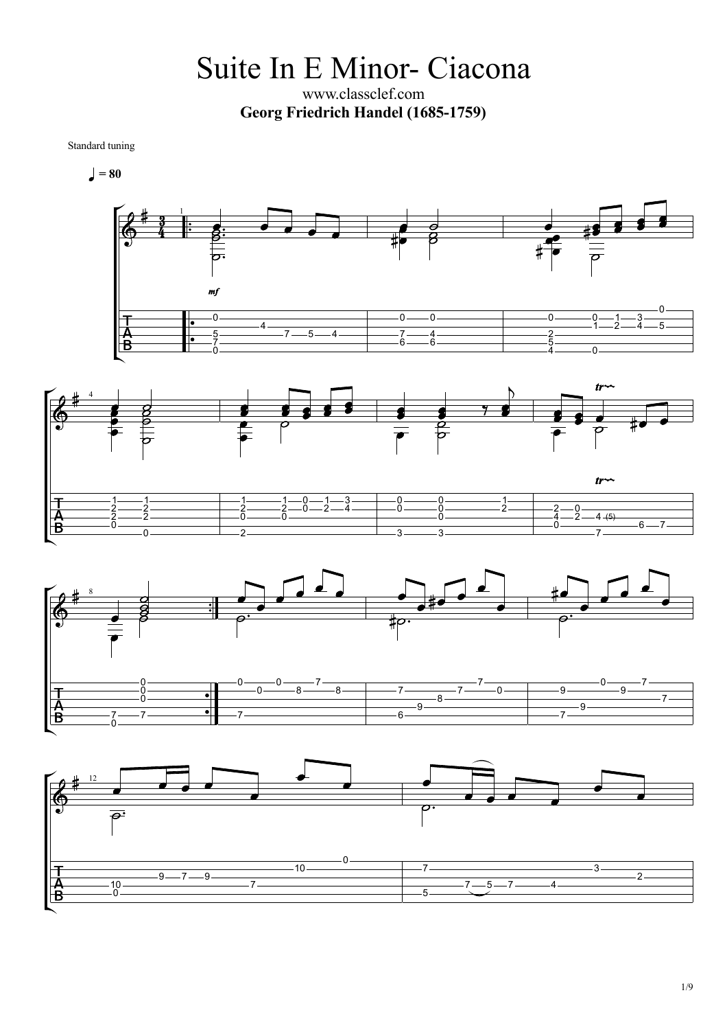# Suite In E Minor- Ciacona

www.classclef.com

**Georg Friedrich Handel (1685-1759)**

Standard tuning

♩ = 80